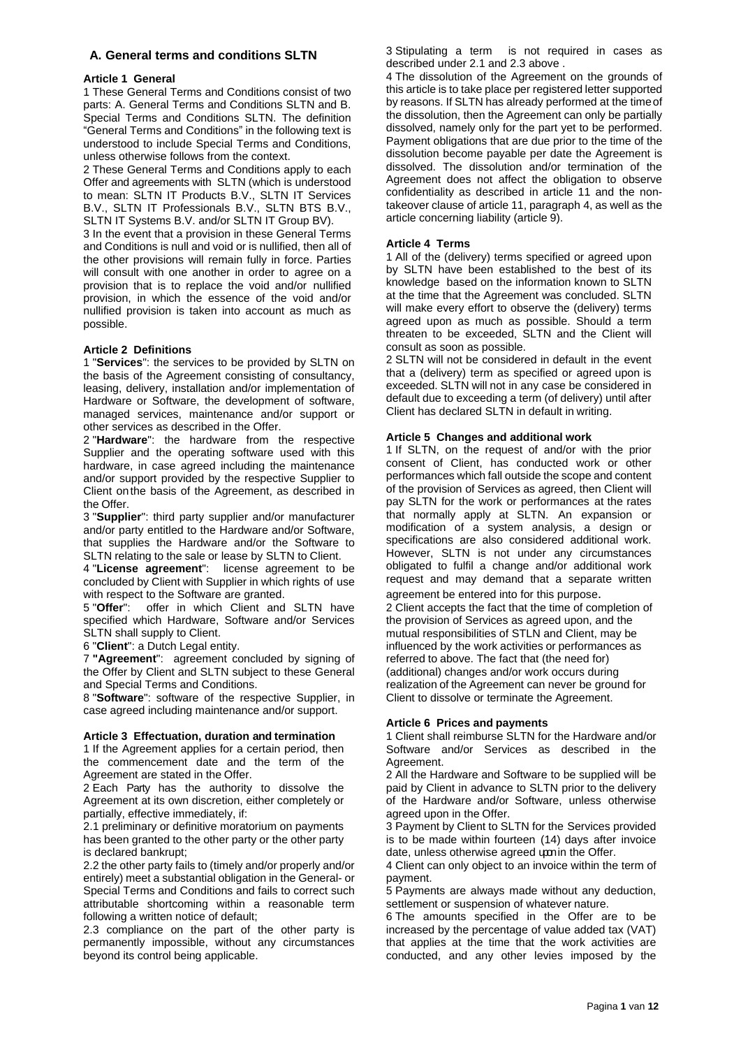## A. General terms and conditions SLTN

### Article 1 General

1 These General Terms and Conditions consist of two parts: A. General Terms and Conditions SLTN and B. Special Terms and Conditions SLTN. The definition "General Terms and Conditions" in the following text is understood to include Special Terms and Conditions, unless otherwise follows from the context.

2 These General Terms and Conditions apply to each Offer and agreements with SLTN (which is understood to mean: SLTN IT Products B.V., SLTN IT Services B.V., SLTN IT Professionals B.V., SLTN BTS B.V., SLTN IT Systems B.V. and/or SLTN IT Group BV).

3 In the event that a provision in these General Terms and Conditions is null and void or is nullified, then all of the other provisions will remain fully in force. Parties will consult with one another in order to agree on a provision that is to replace the void and/or nullified provision, in which the essence of the void and/or nullified provision is taken into account as much as possible.

### Article 2 Definitions

1 "**Services**": the services to be provided by SLTN on the basis of the Agreement consisting of consultancy, leasing, delivery, installation and/or implementation of Hardware or Software, the development of software, managed services, maintenance and/or support or other services as described in the Offer.

2 "**Hardware**": the hardware from the respective Supplier and the operating software used with this hardware, in case agreed including the maintenance and/or support provided by the respective Supplier to Client on the basis of the Agreement, as described in the Offer.

3 "**Supplier**": third party supplier and/or manufacturer and/or party entitled to the Hardware and/or Software, that supplies the Hardware and/or the Software to SLTN relating to the sale or lease by SLTN to Client.

4 "**License agreement**": license agreement to be concluded by Client with Supplier in which rights of use with respect to the Software are granted.

5 "**Offer**": offer in which Client and SLTN have specified which Hardware, Software and/or Services SLTN shall supply to Client.

6 "**Client**": a Dutch Legal entity.

7 **"Agreement"**: agreement concluded by signing of the Offer by Client and SLTN subject to these General and Special Terms and Conditions.

8 "**Software**": software of the respective Supplier, in case agreed including maintenance and/or support.

### Article 3 Effectuation, duration and termination

1 If the Agreement applies for a certain period, then the commencement date and the term of the Agreement are stated in the Offer.

2 Each Party has the authority to dissolve the Agreement at its own discretion, either completely or partially, effective immediately, if:

2.1 preliminary or definitive moratorium on payments has been granted to the other party or the other party is declared bankrupt;

2.2 the other party fails to (timely and/or properly and/or entirely) meet a substantial obligation in the General- or Special Terms and Conditions and fails to correct such attributable shortcoming within a reasonable term following a written notice of default;

2.3 compliance on the part of the other party is permanently impossible, without any circumstances beyond its control being applicable.

3 Stipulating a term is not required in cases as described under 2.1 and 2.3 above .

4 The dissolution of the Agreement on the grounds of this article is to take place per registered letter supported by reasons. If SLTN has already performed at the time of the dissolution, then the Agreement can only be partially dissolved, namely only for the part yet to be performed. Payment obligations that are due prior to the time of the dissolution become payable per date the Agreement is dissolved. The dissolution and/or termination of the Agreement does not affect the obligation to observe confidentiality as described in article 11 and the non-takeover clause of article 11, paragraph 4, as well as the article concerning liability (article 9).

### Article 4 Terms

1 All of the (delivery) terms specified or agreed upon by SLTN have been established to the best of its knowledge based on the information known to SLTN at the time that the Agreement was concluded. SLTN will make every effort to observe the (delivery) terms agreed upon as much as possible. Should a term threaten to be exceeded, SLTN and the Client will consult as soon as possible.

2 SLTN will not be considered in default in the event that a (delivery) term as specified or agreed upon is exceeded. SLTN will not in any case be considered in default due to exceeding a term (of delivery) until after Client has declared SLTN in default in writing.

### Article 5 Changes and additional work

1 If SLTN, on the request of and/or with the prior consent of Client, has conducted work or other performances which fall outside the scope and content of the provision of Services as agreed, then Client will pay SLTN for the work or performances at the rates that normally apply at SLTN. An expansion or modification of a system analysis, a design or specifications are also considered additional work. However, SLTN is not under any circumstances obligated to fulfil a change and/or additional work request and may demand that a separate written agreement be entered into for this purpose.

2 Client accepts the fact that the time of completion of the provision of Services as agreed upon, and the mutual responsibilities of STLN and Client, may be influenced by the work activities or performances as referred to above. The fact that (the need for) (additional) changes and/or work occurs during realization of the Agreement can never be ground for Client to dissolve or terminate the Agreement.

### Article 6 Prices and payments

1 Client shall reimburse SLTN for the Hardware and/or Software and/or Services as described in the Agreement.

2 All the Hardware and Software to be supplied will be paid by Client in advance to SLTN prior to the delivery of the Hardware and/or Software, unless otherwise agreed upon in the Offer.

3 Payment by Client to SLTN for the Services provided is to be made within fourteen (14) days after invoice date, unless otherwise agreed upon in the Offer.

4 Client can only object to an invoice within the term of payment.

5 Payments are always made without any deduction, settlement or suspension of whatever nature.

6 The amounts specified in the Offer are to be increased by the percentage of value added tax (VAT) that applies at the time that the work activities are conducted, and any other levies imposed by the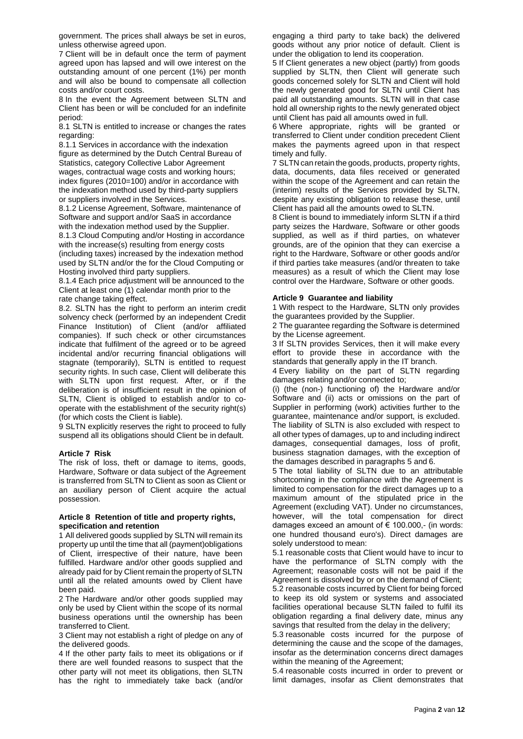government. The prices shall always be set in euros, unless otherwise agreed upon.

7 Client will be in default once the term of payment agreed upon has lapsed and will owe interest on the outstanding amount of one percent (1%) per month and will also be bound to compensate all collection costs and/or court costs.

8 In the event the Agreement between SLTN and Client has been or will be concluded for an indefinite period:

8.1 SLTN is entitled to increase or changes the rates regarding:

8.1.1 Services in accordance with the indexation figure as determined by the Dutch Central Bureau of Statistics, category Collective Labor Agreement wages, contractual wage costs and working hours; index figures (2010=100) and/or in accordance with the indexation method used by third-party suppliers or suppliers involved in the Services.

8.1.2 License Agreement, Software, maintenance of Software and support and/or SaaS in accordance with the indexation method used by the Supplier.

8.1.3 Cloud Computing and/or Hosting in accordance with the increase(s) resulting from energy costs (including taxes) increased by the indexation method used by SLTN and/or the for the Cloud Computing or Hosting involved third party suppliers.

8.1.4 Each price adjustment will be announced to the Client at least one (1) calendar month prior to the rate change taking effect.

8.2. SLTN has the right to perform an interim credit solvency check (performed by an independent Credit Finance Institution) of Client (and/or affiliated companies). If such check or other circumstances indicate that fulfilment of the agreed or to be agreed incidental and/or recurring financial obligations will stagnate (temporarily), SLTN is entitled to request security rights. In such case, Client will deliberate this with SLTN upon first request. After, or if the deliberation is of insufficient result in the opinion of SLTN, Client is obliged to establish and/or to co-operate with the establishment of the security right(s) (for which costs the Client is liable).

9 SLTN explicitly reserves the right to proceed to fully suspend all its obligations should Client be in default.

**Article 7 Risk**

The risk of loss, theft or damage to items, goods, Hardware, Software or data subject of the Agreement is transferred from SLTN to Client as soon as Client or an auxiliary person of Client acquire the actual possession.

**Article 8 Retention of title and property rights, specification and retention**

1 All delivered goods supplied by SLTN will remain its property up until the time that all (payment)obligations of Client, irrespective of their nature, have been fulfilled. Hardware and/or other goods supplied and already paid for by Client remain the property of SLTN until all the related amounts owed by Client have been paid.

2 The Hardware and/or other goods supplied may only be used by Client within the scope of its normal business operations until the ownership has been transferred to Client.

3 Client may not establish a right of pledge on any of the delivered goods.

4 If the other party fails to meet its obligations or if there are well founded reasons to suspect that the other party will not meet its obligations, then SLTN has the right to immediately take back (and/or engaging a third party to take back) the delivered goods without any prior notice of default. Client is under the obligation to lend its cooperation.

5 If Client generates a new object (partly) from goods supplied by SLTN, then Client will generate such goods concerned solely for SLTN and Client will hold the newly generated good for SLTN until Client has paid all outstanding amounts. SLTN will in that case hold all ownership rights to the newly generated object until Client has paid all amounts owed in full.

6 Where appropriate, rights will be granted or transferred to Client under condition precedent Client makes the payments agreed upon in that respect timely and fully.

7 SLTN can retain the goods, products, property rights, data, documents, data files received or generated within the scope of the Agreement and can retain the (interim) results of the Services provided by SLTN, despite any existing obligation to release these, until Client has paid all the amounts owed to SLTN.

8 Client is bound to immediately inform SLTN if a third party seizes the Hardware, Software or other goods supplied, as well as if third parties, on whatever grounds, are of the opinion that they can exercise a right to the Hardware, Software or other goods and/or if third parties take measures (and/or threaten to take measures) as a result of which the Client may lose control over the Hardware, Software or other goods.

**Article 9 Guarantee and liability**

1 With respect to the Hardware, SLTN only provides the guarantees provided by the Supplier.

2 The guarantee regarding the Software is determined by the License agreement.

3 If SLTN provides Services, then it will make every effort to provide these in accordance with the standards that generally apply in the IT branch.

4 Every liability on the part of SLTN regarding damages relating and/or connected to;

(i) (the (non-) functioning of) the Hardware and/or Software and (ii) acts or omissions on the part of Supplier in performing (work) activities further to the guarantee, maintenance and/or support, is excluded. The liability of SLTN is also excluded with respect to all other types of damages, up to and including indirect damages, consequential damages, loss of profit, business stagnation damages, with the exception of the damages described in paragraphs 5 and 6.

5 The total liability of SLTN due to an attributable shortcoming in the compliance with the Agreement is limited to compensation for the direct damages up to a maximum amount of the stipulated price in the Agreement (excluding VAT). Under no circumstances, however, will the total compensation for direct damages exceed an amount of € 100.000,- (in words: one hundred thousand euro's). Direct damages are solely understood to mean:

5.1 reasonable costs that Client would have to incur to have the performance of SLTN comply with the Agreement; reasonable costs will not be paid if the Agreement is dissolved by or on the demand of Client;

5.2 reasonable costs incurred by Client for being forced to keep its old system or systems and associated facilities operational because SLTN failed to fulfil its obligation regarding a final delivery date, minus any savings that resulted from the delay in the delivery;

5.3 reasonable costs incurred for the purpose of determining the cause and the scope of the damages, insofar as the determination concerns direct damages within the meaning of the Agreement;

5.4 reasonable costs incurred in order to prevent or limit damages, insofar as Client demonstrates that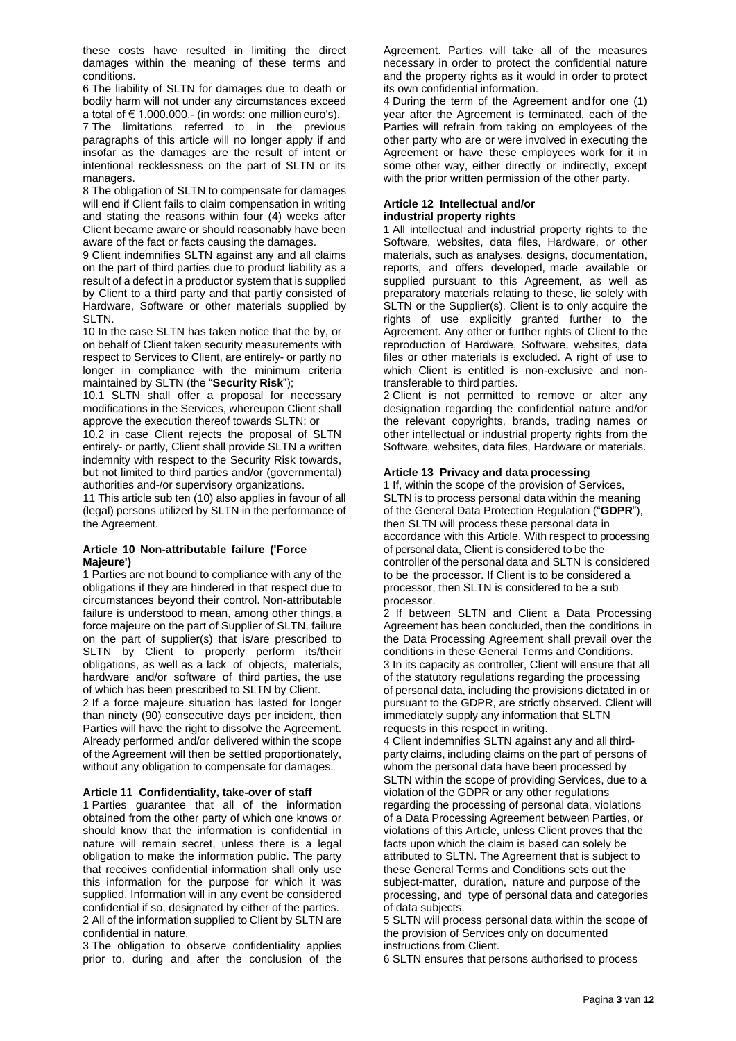these costs have resulted in limiting the direct damages within the meaning of these terms and conditions.

6 The liability of SLTN for damages due to death or bodily harm will not under any circumstances exceed a total of € 1.000.000,- (in words: one million euro's).

7 The limitations referred to in the previous paragraphs of this article will no longer apply if and insofar as the damages are the result of intent or intentional recklessness on the part of SLTN or its managers.

8 The obligation of SLTN to compensate for damages will end if Client fails to claim compensation in writing and stating the reasons within four (4) weeks after Client became aware or should reasonably have been aware of the fact or facts causing the damages.

9 Client indemnifies SLTN against any and all claims on the part of third parties due to product liability as a result of a defect in a product or system that is supplied by Client to a third party and that partly consisted of Hardware, Software or other materials supplied by SLTN.

10 In the case SLTN has taken notice that the by, or on behalf of Client taken security measurements with respect to Services to Client, are entirely- or partly no longer in compliance with the minimum criteria maintained by SLTN (the "**Security Risk**");

10.1 SLTN shall offer a proposal for necessary modifications in the Services, whereupon Client shall approve the execution thereof towards SLTN; or

10.2 in case Client rejects the proposal of SLTN entirely- or partly, Client shall provide SLTN a written indemnity with respect to the Security Risk towards, but not limited to third parties and/or (governmental) authorities and-/or supervisory organizations.

11 This article sub ten (10) also applies in favour of all (legal) persons utilized by SLTN in the performance of the Agreement.

### Article 10 Non-attributable failure ('Force Majeure')

1 Parties are not bound to compliance with any of the obligations if they are hindered in that respect due to circumstances beyond their control. Non-attributable failure is understood to mean, among other things, a force majeure on the part of Supplier of SLTN, failure on the part of supplier(s) that is/are prescribed to SLTN by Client to properly perform its/their obligations, as well as a lack of objects, materials, hardware and/or software of third parties, the use of which has been prescribed to SLTN by Client.

2 If a force majeure situation has lasted for longer than ninety (90) consecutive days per incident, then Parties will have the right to dissolve the Agreement. Already performed and/or delivered within the scope of the Agreement will then be settled proportionately, without any obligation to compensate for damages.

### Article 11 Confidentiality, take-over of staff

1 Parties guarantee that all of the information obtained from the other party of which one knows or should know that the information is confidential in nature will remain secret, unless there is a legal obligation to make the information public. The party that receives confidential information shall only use this information for the purpose for which it was supplied. Information will in any event be considered confidential if so, designated by either of the parties.

2 All of the information supplied to Client by SLTN are confidential in nature.

3 The obligation to observe confidentiality applies prior to, during and after the conclusion of the Agreement. Parties will take all of the measures necessary in order to protect the confidential nature and the property rights as it would in order to protect its own confidential information.

4 During the term of the Agreement and for one (1) year after the Agreement is terminated, each of the Parties will refrain from taking on employees of the other party who are or were involved in executing the Agreement or have these employees work for it in some other way, either directly or indirectly, except with the prior written permission of the other party.

### Article 12 Intellectual and/or industrial property rights

1 All intellectual and industrial property rights to the Software, websites, data files, Hardware, or other materials, such as analyses, designs, documentation, reports, and offers developed, made available or supplied pursuant to this Agreement, as well as preparatory materials relating to these, lie solely with SLTN or the Supplier(s). Client is to only acquire the rights of use explicitly granted further to the Agreement. Any other or further rights of Client to the reproduction of Hardware, Software, websites, data files or other materials is excluded. A right of use to which Client is entitled is non-exclusive and non-transferable to third parties.

2 Client is not permitted to remove or alter any designation regarding the confidential nature and/or the relevant copyrights, brands, trading names or other intellectual or industrial property rights from the Software, websites, data files, Hardware or materials.

### Article 13 Privacy and data processing

1 If, within the scope of the provision of Services, SLTN is to process personal data within the meaning of the General Data Protection Regulation ("**GDPR**"), then SLTN will process these personal data in accordance with this Article. With respect to processing of personal data, Client is considered to be the controller of the personal data and SLTN is considered to be the processor. If Client is to be considered a processor, then SLTN is considered to be a sub processor.

2 If between SLTN and Client a Data Processing Agreement has been concluded, then the conditions in the Data Processing Agreement shall prevail over the conditions in these General Terms and Conditions.

3 In its capacity as controller, Client will ensure that all of the statutory regulations regarding the processing of personal data, including the provisions dictated in or pursuant to the GDPR, are strictly observed. Client will immediately supply any information that SLTN requests in this respect in writing.

4 Client indemnifies SLTN against any and all third-party claims, including claims on the part of persons of whom the personal data have been processed by SLTN within the scope of providing Services, due to a violation of the GDPR or any other regulations regarding the processing of personal data, violations of a Data Processing Agreement between Parties, or violations of this Article, unless Client proves that the facts upon which the claim is based can solely be attributed to SLTN. The Agreement that is subject to these General Terms and Conditions sets out the subject-matter, duration, nature and purpose of the processing, and type of personal data and categories of data subjects.

5 SLTN will process personal data within the scope of the provision of Services only on documented instructions from Client.

6 SLTN ensures that persons authorised to process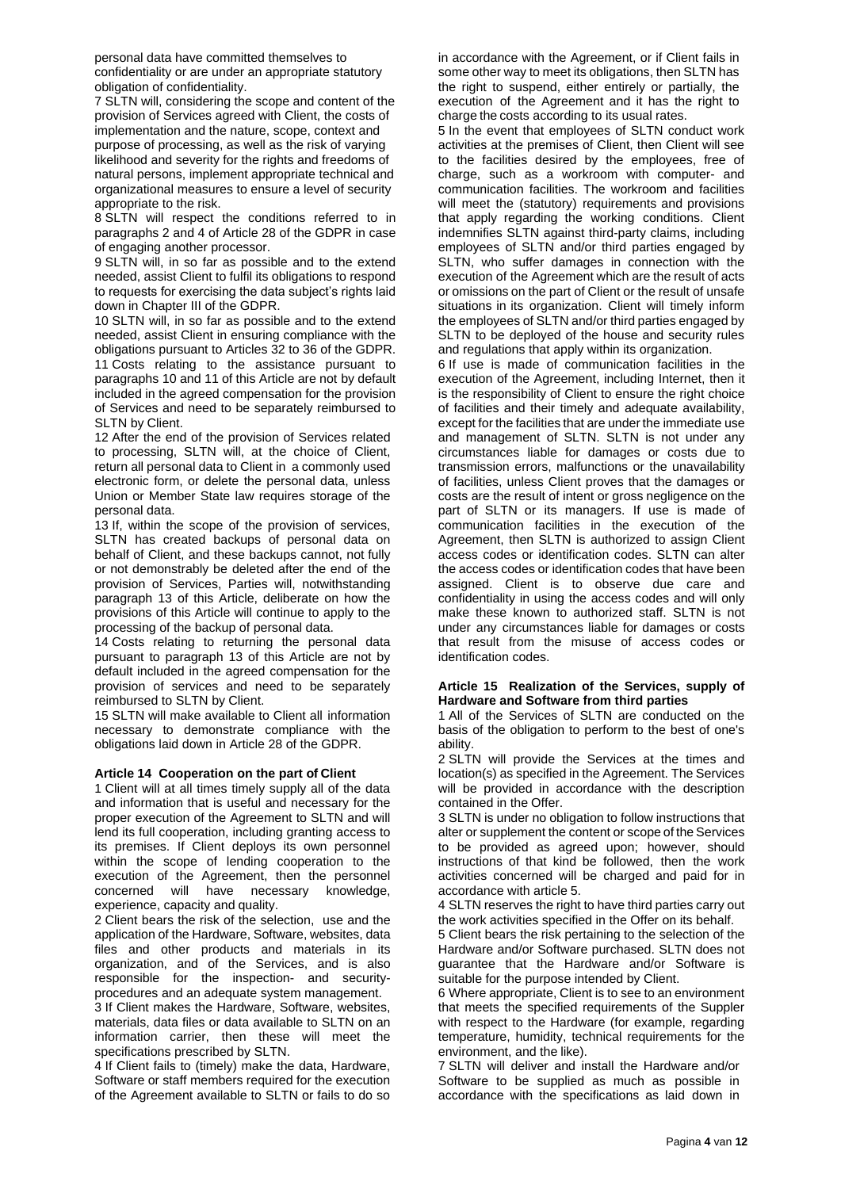personal data have committed themselves to confidentiality or are under an appropriate statutory obligation of confidentiality.

7 SLTN will, considering the scope and content of the provision of Services agreed with Client, the costs of implementation and the nature, scope, context and purpose of processing, as well as the risk of varying likelihood and severity for the rights and freedoms of natural persons, implement appropriate technical and organizational measures to ensure a level of security appropriate to the risk.

8 SLTN will respect the conditions referred to in paragraphs 2 and 4 of Article 28 of the GDPR in case of engaging another processor.

9 SLTN will, in so far as possible and to the extend needed, assist Client to fulfil its obligations to respond to requests for exercising the data subject's rights laid down in Chapter III of the GDPR.

10 SLTN will, in so far as possible and to the extend needed, assist Client in ensuring compliance with the obligations pursuant to Articles 32 to 36 of the GDPR.

11 Costs relating to the assistance pursuant to paragraphs 10 and 11 of this Article are not by default included in the agreed compensation for the provision of Services and need to be separately reimbursed to SLTN by Client.

12 After the end of the provision of Services related to processing, SLTN will, at the choice of Client, return all personal data to Client in a commonly used electronic form, or delete the personal data, unless Union or Member State law requires storage of the personal data.

13 If, within the scope of the provision of services, SLTN has created backups of personal data on behalf of Client, and these backups cannot, not fully or not demonstrably be deleted after the end of the provision of Services, Parties will, notwithstanding paragraph 13 of this Article, deliberate on how the provisions of this Article will continue to apply to the processing of the backup of personal data.

14 Costs relating to returning the personal data pursuant to paragraph 13 of this Article are not by default included in the agreed compensation for the provision of services and need to be separately reimbursed to SLTN by Client.

15 SLTN will make available to Client all information necessary to demonstrate compliance with the obligations laid down in Article 28 of the GDPR.

**Article 14 Cooperation on the part of Client**

1 Client will at all times timely supply all of the data and information that is useful and necessary for the proper execution of the Agreement to SLTN and will lend its full cooperation, including granting access to its premises. If Client deploys its own personnel within the scope of lending cooperation to the execution of the Agreement, then the personnel concerned will have necessary knowledge, experience, capacity and quality.

2 Client bears the risk of the selection, use and the application of the Hardware, Software, websites, data files and other products and materials in its organization, and of the Services, and is also responsible for the inspection- and security-procedures and an adequate system management.

3 If Client makes the Hardware, Software, websites, materials, data files or data available to SLTN on an information carrier, then these will meet the specifications prescribed by SLTN.

4 If Client fails to (timely) make the data, Hardware, Software or staff members required for the execution of the Agreement available to SLTN or fails to do so in accordance with the Agreement, or if Client fails in some other way to meet its obligations, then SLTN has the right to suspend, either entirely or partially, the execution of the Agreement and it has the right to charge the costs according to its usual rates.

5 In the event that employees of SLTN conduct work activities at the premises of Client, then Client will see to the facilities desired by the employees, free of charge, such as a workroom with computer- and communication facilities. The workroom and facilities will meet the (statutory) requirements and provisions that apply regarding the working conditions. Client indemnifies SLTN against third-party claims, including employees of SLTN and/or third parties engaged by SLTN, who suffer damages in connection with the execution of the Agreement which are the result of acts or omissions on the part of Client or the result of unsafe situations in its organization. Client will timely inform the employees of SLTN and/or third parties engaged by SLTN to be deployed of the house and security rules and regulations that apply within its organization.

6 If use is made of communication facilities in the execution of the Agreement, including Internet, then it is the responsibility of Client to ensure the right choice of facilities and their timely and adequate availability, except for the facilities that are under the immediate use and management of SLTN. SLTN is not under any circumstances liable for damages or costs due to transmission errors, malfunctions or the unavailability of facilities, unless Client proves that the damages or costs are the result of intent or gross negligence on the part of SLTN or its managers. If use is made of communication facilities in the execution of the Agreement, then SLTN is authorized to assign Client access codes or identification codes. SLTN can alter the access codes or identification codes that have been assigned. Client is to observe due care and confidentiality in using the access codes and will only make these known to authorized staff. SLTN is not under any circumstances liable for damages or costs that result from the misuse of access codes or identification codes.

**Article 15 Realization of the Services, supply of Hardware and Software from third parties**

1 All of the Services of SLTN are conducted on the basis of the obligation to perform to the best of one's ability.

2 SLTN will provide the Services at the times and location(s) as specified in the Agreement. The Services will be provided in accordance with the description contained in the Offer.

3 SLTN is under no obligation to follow instructions that alter or supplement the content or scope of the Services to be provided as agreed upon; however, should instructions of that kind be followed, then the work activities concerned will be charged and paid for in accordance with article 5.

4 SLTN reserves the right to have third parties carry out the work activities specified in the Offer on its behalf.

5 Client bears the risk pertaining to the selection of the Hardware and/or Software purchased. SLTN does not guarantee that the Hardware and/or Software is suitable for the purpose intended by Client.

6 Where appropriate, Client is to see to an environment that meets the specified requirements of the Suppler with respect to the Hardware (for example, regarding temperature, humidity, technical requirements for the environment, and the like).

7 SLTN will deliver and install the Hardware and/or Software to be supplied as much as possible in accordance with the specifications as laid down in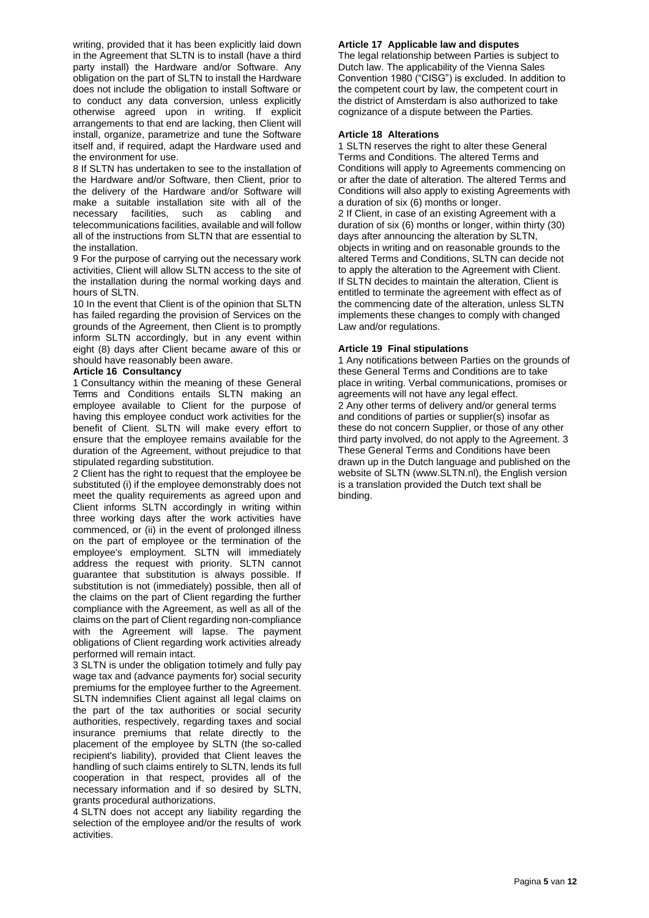writing, provided that it has been explicitly laid down in the Agreement that SLTN is to install (have a third party install) the Hardware and/or Software. Any obligation on the part of SLTN to install the Hardware does not include the obligation to install Software or to conduct any data conversion, unless explicitly otherwise agreed upon in writing. If explicit arrangements to that end are lacking, then Client will install, organize, parametrize and tune the Software itself and, if required, adapt the Hardware used and the environment for use.

8 If SLTN has undertaken to see to the installation of the Hardware and/or Software, then Client, prior to the delivery of the Hardware and/or Software will make a suitable installation site with all of the necessary facilities, such as cabling and telecommunications facilities, available and will follow all of the instructions from SLTN that are essential to the installation.

9 For the purpose of carrying out the necessary work activities, Client will allow SLTN access to the site of the installation during the normal working days and hours of SLTN.

10 In the event that Client is of the opinion that SLTN has failed regarding the provision of Services on the grounds of the Agreement, then Client is to promptly inform SLTN accordingly, but in any event within eight (8) days after Client became aware of this or should have reasonably been aware.

**Article 16 Consultancy**

1 Consultancy within the meaning of these General Terms and Conditions entails SLTN making an employee available to Client for the purpose of having this employee conduct work activities for the benefit of Client. SLTN will make every effort to ensure that the employee remains available for the duration of the Agreement, without prejudice to that stipulated regarding substitution.

2 Client has the right to request that the employee be substituted (i) if the employee demonstrably does not meet the quality requirements as agreed upon and Client informs SLTN accordingly in writing within three working days after the work activities have commenced, or (ii) in the event of prolonged illness on the part of employee or the termination of the employee's employment. SLTN will immediately address the request with priority. SLTN cannot guarantee that substitution is always possible. If substitution is not (immediately) possible, then all of the claims on the part of Client regarding the further compliance with the Agreement, as well as all of the claims on the part of Client regarding non-compliance with the Agreement will lapse. The payment obligations of Client regarding work activities already performed will remain intact.

3 SLTN is under the obligation totimely and fully pay wage tax and (advance payments for) social security premiums for the employee further to the Agreement. SLTN indemnifies Client against all legal claims on the part of the tax authorities or social security authorities, respectively, regarding taxes and social insurance premiums that relate directly to the placement of the employee by SLTN (the so-called recipient's liability), provided that Client leaves the handling of such claims entirely to SLTN, lends its full cooperation in that respect, provides all of the necessary information and if so desired by SLTN, grants procedural authorizations.

4 SLTN does not accept any liability regarding the selection of the employee and/or the results of work activities.

**Article 17 Applicable law and disputes**

The legal relationship between Parties is subject to Dutch law. The applicability of the Vienna Sales Convention 1980 ("CISG") is excluded. In addition to the competent court by law, the competent court in the district of Amsterdam is also authorized to take cognizance of a dispute between the Parties.

**Article 18 Alterations**

1 SLTN reserves the right to alter these General Terms and Conditions. The altered Terms and Conditions will apply to Agreements commencing on or after the date of alteration. The altered Terms and Conditions will also apply to existing Agreements with a duration of six (6) months or longer.

2 If Client, in case of an existing Agreement with a duration of six (6) months or longer, within thirty (30) days after announcing the alteration by SLTN, objects in writing and on reasonable grounds to the altered Terms and Conditions, SLTN can decide not to apply the alteration to the Agreement with Client. If SLTN decides to maintain the alteration, Client is entitled to terminate the agreement with effect as of the commencing date of the alteration, unless SLTN implements these changes to comply with changed Law and/or regulations.

**Article 19 Final stipulations**

1 Any notifications between Parties on the grounds of these General Terms and Conditions are to take place in writing. Verbal communications, promises or agreements will not have any legal effect.

2 Any other terms of delivery and/or general terms and conditions of parties or supplier(s) insofar as these do not concern Supplier, or those of any other third party involved, do not apply to the Agreement. 3 These General Terms and Conditions have been drawn up in the Dutch language and published on the website of SLTN (www.SLTN.nl), the English version is a translation provided the Dutch text shall be binding.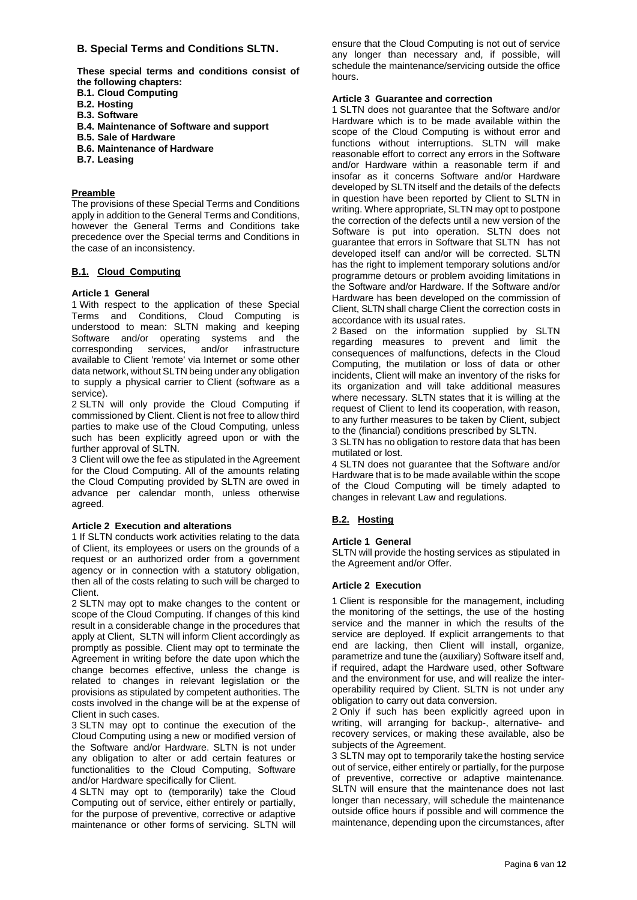## B. Special Terms and Conditions SLTN.

**These special terms and conditions consist of the following chapters:**

**B.1. Cloud Computing**
**B.2. Hosting**
**B.3. Software**
**B.4. Maintenance of Software and support**
**B.5. Sale of Hardware**
**B.6. Maintenance of Hardware**
**B.7. Leasing**

### Preamble

The provisions of these Special Terms and Conditions apply in addition to the General Terms and Conditions, however the General Terms and Conditions take precedence over the Special terms and Conditions in the case of an inconsistency.

### B.1. Cloud Computing

#### Article 1 General

1 With respect to the application of these Special Terms and Conditions, Cloud Computing is understood to mean: SLTN making and keeping Software and/or operating systems and the corresponding services, and/or infrastructure available to Client 'remote' via Internet or some other data network, without SLTN being under any obligation to supply a physical carrier to Client (software as a service).

2 SLTN will only provide the Cloud Computing if commissioned by Client. Client is not free to allow third parties to make use of the Cloud Computing, unless such has been explicitly agreed upon or with the further approval of SLTN.

3 Client will owe the fee as stipulated in the Agreement for the Cloud Computing. All of the amounts relating the Cloud Computing provided by SLTN are owed in advance per calendar month, unless otherwise agreed.

#### Article 2 Execution and alterations

1 If SLTN conducts work activities relating to the data of Client, its employees or users on the grounds of a request or an authorized order from a government agency or in connection with a statutory obligation, then all of the costs relating to such will be charged to Client.

2 SLTN may opt to make changes to the content or scope of the Cloud Computing. If changes of this kind result in a considerable change in the procedures that apply at Client, SLTN will inform Client accordingly as promptly as possible. Client may opt to terminate the Agreement in writing before the date upon which the change becomes effective, unless the change is related to changes in relevant legislation or the provisions as stipulated by competent authorities. The costs involved in the change will be at the expense of Client in such cases.

3 SLTN may opt to continue the execution of the Cloud Computing using a new or modified version of the Software and/or Hardware. SLTN is not under any obligation to alter or add certain features or functionalities to the Cloud Computing, Software and/or Hardware specifically for Client.

4 SLTN may opt to (temporarily) take the Cloud Computing out of service, either entirely or partially, for the purpose of preventive, corrective or adaptive maintenance or other forms of servicing. SLTN will ensure that the Cloud Computing is not out of service any longer than necessary and, if possible, will schedule the maintenance/servicing outside the office hours.

#### Article 3 Guarantee and correction

1 SLTN does not guarantee that the Software and/or Hardware which is to be made available within the scope of the Cloud Computing is without error and functions without interruptions. SLTN will make reasonable effort to correct any errors in the Software and/or Hardware within a reasonable term if and insofar as it concerns Software and/or Hardware developed by SLTN itself and the details of the defects in question have been reported by Client to SLTN in writing. Where appropriate, SLTN may opt to postpone the correction of the defects until a new version of the Software is put into operation. SLTN does not guarantee that errors in Software that SLTN has not developed itself can and/or will be corrected. SLTN has the right to implement temporary solutions and/or programme detours or problem avoiding limitations in the Software and/or Hardware. If the Software and/or Hardware has been developed on the commission of Client, SLTN shall charge Client the correction costs in accordance with its usual rates.

2 Based on the information supplied by SLTN regarding measures to prevent and limit the consequences of malfunctions, defects in the Cloud Computing, the mutilation or loss of data or other incidents, Client will make an inventory of the risks for its organization and will take additional measures where necessary. SLTN states that it is willing at the request of Client to lend its cooperation, with reason, to any further measures to be taken by Client, subject to the (financial) conditions prescribed by SLTN.

3 SLTN has no obligation to restore data that has been mutilated or lost.

4 SLTN does not guarantee that the Software and/or Hardware that is to be made available within the scope of the Cloud Computing will be timely adapted to changes in relevant Law and regulations.

### B.2. Hosting

#### Article 1 General

SLTN will provide the hosting services as stipulated in the Agreement and/or Offer.

#### Article 2 Execution

1 Client is responsible for the management, including the monitoring of the settings, the use of the hosting service and the manner in which the results of the service are deployed. If explicit arrangements to that end are lacking, then Client will install, organize, parametrize and tune the (auxiliary) Software itself and, if required, adapt the Hardware used, other Software and the environment for use, and will realize the inter-operability required by Client. SLTN is not under any obligation to carry out data conversion.

2 Only if such has been explicitly agreed upon in writing, will arranging for backup-, alternative- and recovery services, or making these available, also be subjects of the Agreement.

3 SLTN may opt to temporarily take the hosting service out of service, either entirely or partially, for the purpose of preventive, corrective or adaptive maintenance. SLTN will ensure that the maintenance does not last longer than necessary, will schedule the maintenance outside office hours if possible and will commence the maintenance, depending upon the circumstances, after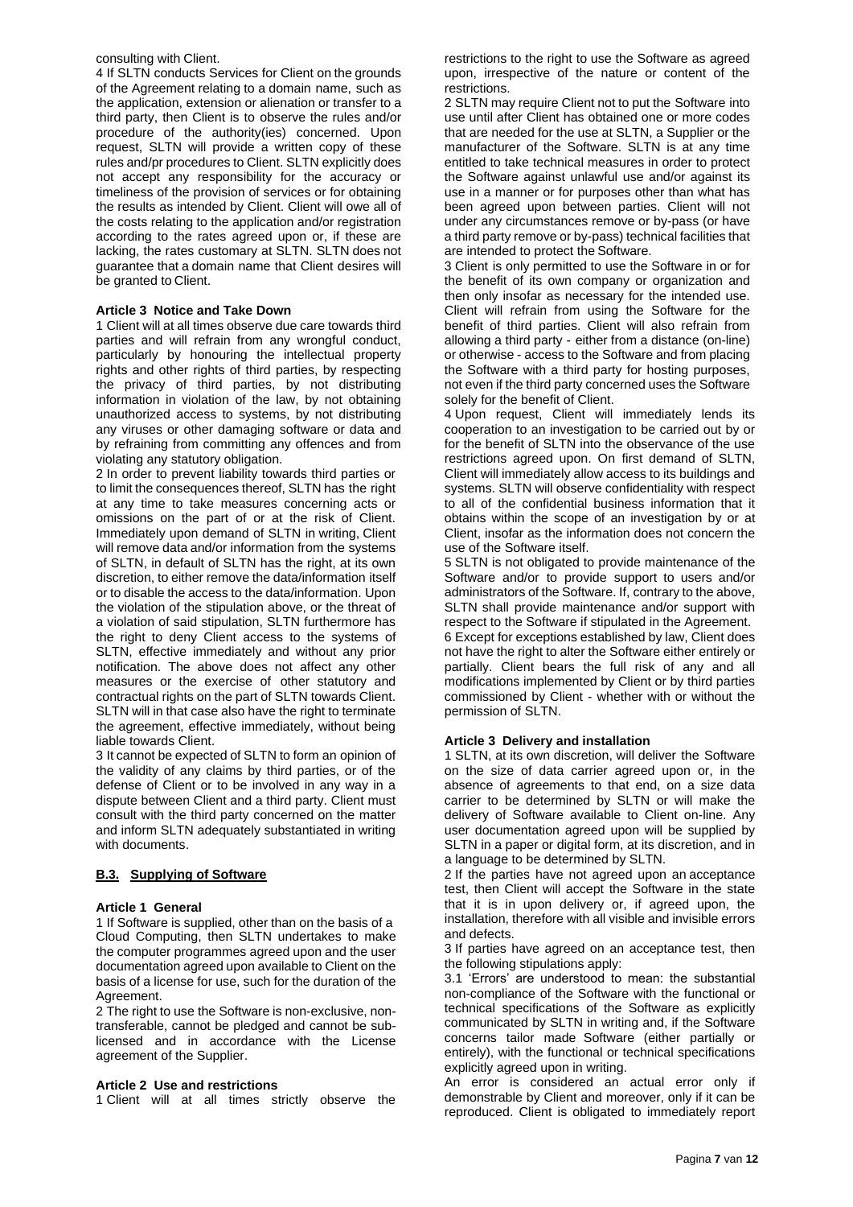consulting with Client.

4 If SLTN conducts Services for Client on the grounds of the Agreement relating to a domain name, such as the application, extension or alienation or transfer to a third party, then Client is to observe the rules and/or procedure of the authority(ies) concerned. Upon request, SLTN will provide a written copy of these rules and/pr procedures to Client. SLTN explicitly does not accept any responsibility for the accuracy or timeliness of the provision of services or for obtaining the results as intended by Client. Client will owe all of the costs relating to the application and/or registration according to the rates agreed upon or, if these are lacking, the rates customary at SLTN. SLTN does not guarantee that a domain name that Client desires will be granted to Client.

#### Article 3 Notice and Take Down

1 Client will at all times observe due care towards third parties and will refrain from any wrongful conduct, particularly by honouring the intellectual property rights and other rights of third parties, by respecting the privacy of third parties, by not distributing information in violation of the law, by not obtaining unauthorized access to systems, by not distributing any viruses or other damaging software or data and by refraining from committing any offences and from violating any statutory obligation.

2 In order to prevent liability towards third parties or to limit the consequences thereof, SLTN has the right at any time to take measures concerning acts or omissions on the part of or at the risk of Client. Immediately upon demand of SLTN in writing, Client will remove data and/or information from the systems of SLTN, in default of SLTN has the right, at its own discretion, to either remove the data/information itself or to disable the access to the data/information. Upon the violation of the stipulation above, or the threat of a violation of said stipulation, SLTN furthermore has the right to deny Client access to the systems of SLTN, effective immediately and without any prior notification. The above does not affect any other measures or the exercise of other statutory and contractual rights on the part of SLTN towards Client. SLTN will in that case also have the right to terminate the agreement, effective immediately, without being liable towards Client.

3 It cannot be expected of SLTN to form an opinion of the validity of any claims by third parties, or of the defense of Client or to be involved in any way in a dispute between Client and a third party. Client must consult with the third party concerned on the matter and inform SLTN adequately substantiated in writing with documents.

### B.3. Supplying of Software

#### Article 1 General

1 If Software is supplied, other than on the basis of a Cloud Computing, then SLTN undertakes to make the computer programmes agreed upon and the user documentation agreed upon available to Client on the basis of a license for use, such for the duration of the Agreement.

2 The right to use the Software is non-exclusive, non-transferable, cannot be pledged and cannot be sub-licensed and in accordance with the License agreement of the Supplier.

#### Article 2 Use and restrictions

1 Client will at all times strictly observe the restrictions to the right to use the Software as agreed upon, irrespective of the nature or content of the restrictions.

2 SLTN may require Client not to put the Software into use until after Client has obtained one or more codes that are needed for the use at SLTN, a Supplier or the manufacturer of the Software. SLTN is at any time entitled to take technical measures in order to protect the Software against unlawful use and/or against its use in a manner or for purposes other than what has been agreed upon between parties. Client will not under any circumstances remove or by-pass (or have a third party remove or by-pass) technical facilities that are intended to protect the Software.

3 Client is only permitted to use the Software in or for the benefit of its own company or organization and then only insofar as necessary for the intended use. Client will refrain from using the Software for the benefit of third parties. Client will also refrain from allowing a third party - either from a distance (on-line) or otherwise - access to the Software and from placing the Software with a third party for hosting purposes, not even if the third party concerned uses the Software solely for the benefit of Client.

4 Upon request, Client will immediately lends its cooperation to an investigation to be carried out by or for the benefit of SLTN into the observance of the use restrictions agreed upon. On first demand of SLTN, Client will immediately allow access to its buildings and systems. SLTN will observe confidentiality with respect to all of the confidential business information that it obtains within the scope of an investigation by or at Client, insofar as the information does not concern the use of the Software itself.

5 SLTN is not obligated to provide maintenance of the Software and/or to provide support to users and/or administrators of the Software. If, contrary to the above, SLTN shall provide maintenance and/or support with respect to the Software if stipulated in the Agreement.

6 Except for exceptions established by law, Client does not have the right to alter the Software either entirely or partially. Client bears the full risk of any and all modifications implemented by Client or by third parties commissioned by Client - whether with or without the permission of SLTN.

#### Article 3 Delivery and installation

1 SLTN, at its own discretion, will deliver the Software on the size of data carrier agreed upon or, in the absence of agreements to that end, on a size data carrier to be determined by SLTN or will make the delivery of Software available to Client on-line. Any user documentation agreed upon will be supplied by SLTN in a paper or digital form, at its discretion, and in a language to be determined by SLTN.

2 If the parties have not agreed upon an acceptance test, then Client will accept the Software in the state that it is in upon delivery or, if agreed upon, the installation, therefore with all visible and invisible errors and defects.

3 If parties have agreed on an acceptance test, then the following stipulations apply:

3.1 'Errors' are understood to mean: the substantial non-compliance of the Software with the functional or technical specifications of the Software as explicitly communicated by SLTN in writing and, if the Software concerns tailor made Software (either partially or entirely), with the functional or technical specifications explicitly agreed upon in writing.

An error is considered an actual error only if demonstrable by Client and moreover, only if it can be reproduced. Client is obligated to immediately report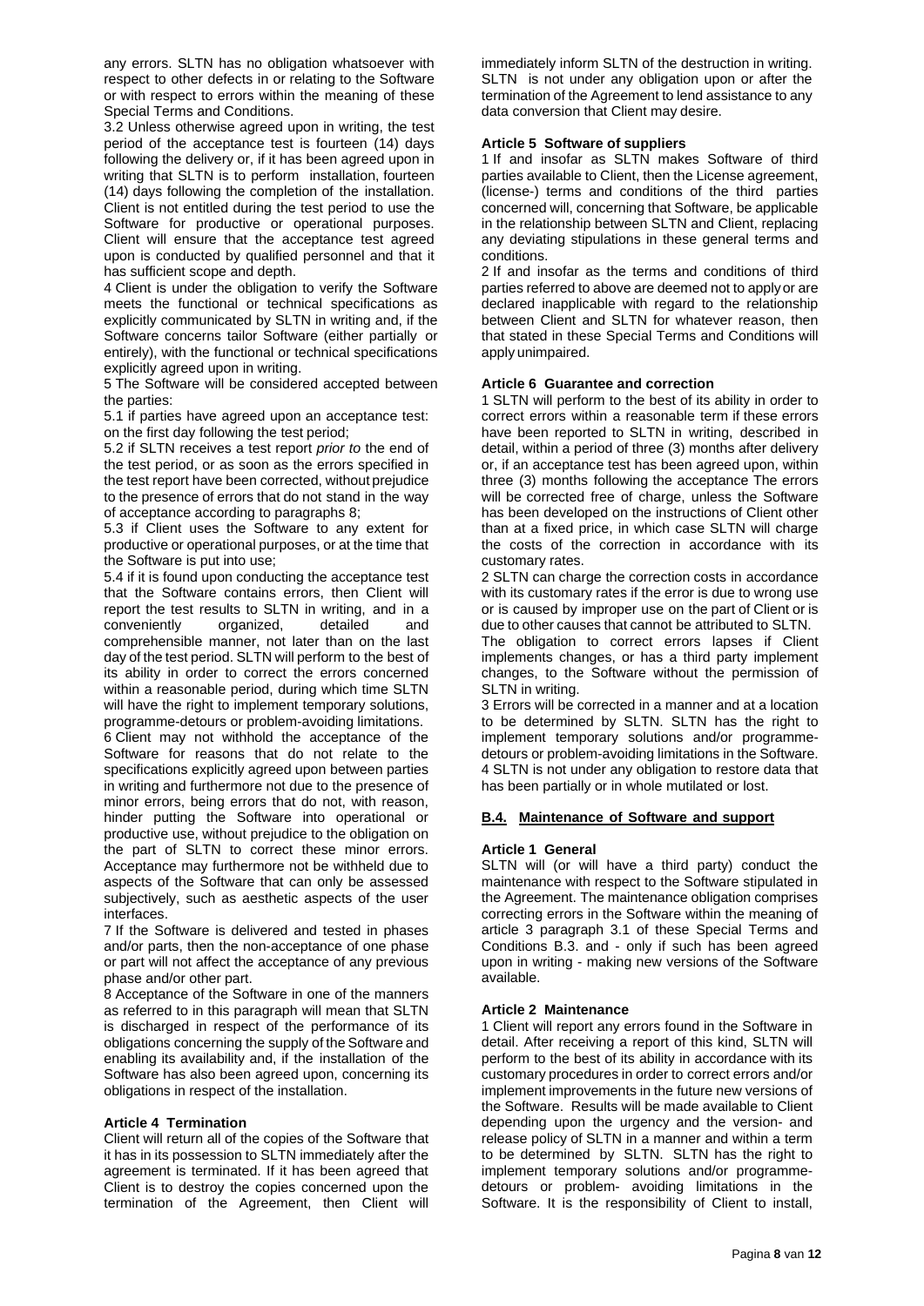any errors. SLTN has no obligation whatsoever with respect to other defects in or relating to the Software or with respect to errors within the meaning of these Special Terms and Conditions.

3.2 Unless otherwise agreed upon in writing, the test period of the acceptance test is fourteen (14) days following the delivery or, if it has been agreed upon in writing that SLTN is to perform installation, fourteen (14) days following the completion of the installation. Client is not entitled during the test period to use the Software for productive or operational purposes. Client will ensure that the acceptance test agreed upon is conducted by qualified personnel and that it has sufficient scope and depth.

4 Client is under the obligation to verify the Software meets the functional or technical specifications as explicitly communicated by SLTN in writing and, if the Software concerns tailor Software (either partially or entirely), with the functional or technical specifications explicitly agreed upon in writing.

5 The Software will be considered accepted between the parties:

5.1 if parties have agreed upon an acceptance test: on the first day following the test period;

5.2 if SLTN receives a test report *prior to* the end of the test period, or as soon as the errors specified in the test report have been corrected, without prejudice to the presence of errors that do not stand in the way of acceptance according to paragraphs 8;

5.3 if Client uses the Software to any extent for productive or operational purposes, or at the time that the Software is put into use;

5.4 if it is found upon conducting the acceptance test that the Software contains errors, then Client will report the test results to SLTN in writing, and in a conveniently organized, detailed and comprehensible manner, not later than on the last day of the test period. SLTN will perform to the best of its ability in order to correct the errors concerned within a reasonable period, during which time SLTN will have the right to implement temporary solutions, programme-detours or problem-avoiding limitations.

6 Client may not withhold the acceptance of the Software for reasons that do not relate to the specifications explicitly agreed upon between parties in writing and furthermore not due to the presence of minor errors, being errors that do not, with reason, hinder putting the Software into operational or productive use, without prejudice to the obligation on the part of SLTN to correct these minor errors. Acceptance may furthermore not be withheld due to aspects of the Software that can only be assessed subjectively, such as aesthetic aspects of the user interfaces.

7 If the Software is delivered and tested in phases and/or parts, then the non-acceptance of one phase or part will not affect the acceptance of any previous phase and/or other part.

8 Acceptance of the Software in one of the manners as referred to in this paragraph will mean that SLTN is discharged in respect of the performance of its obligations concerning the supply of the Software and enabling its availability and, if the installation of the Software has also been agreed upon, concerning its obligations in respect of the installation.

#### Article 4 Termination

Client will return all of the copies of the Software that it has in its possession to SLTN immediately after the agreement is terminated. If it has been agreed that Client is to destroy the copies concerned upon the termination of the Agreement, then Client will immediately inform SLTN of the destruction in writing. SLTN is not under any obligation upon or after the termination of the Agreement to lend assistance to any data conversion that Client may desire.

#### Article 5 Software of suppliers

1 If and insofar as SLTN makes Software of third parties available to Client, then the License agreement, (license-) terms and conditions of the third parties concerned will, concerning that Software, be applicable in the relationship between SLTN and Client, replacing any deviating stipulations in these general terms and conditions.

2 If and insofar as the terms and conditions of third parties referred to above are deemed not to apply or are declared inapplicable with regard to the relationship between Client and SLTN for whatever reason, then that stated in these Special Terms and Conditions will apply unimpaired.

#### Article 6 Guarantee and correction

1 SLTN will perform to the best of its ability in order to correct errors within a reasonable term if these errors have been reported to SLTN in writing, described in detail, within a period of three (3) months after delivery or, if an acceptance test has been agreed upon, within three (3) months following the acceptance The errors will be corrected free of charge, unless the Software has been developed on the instructions of Client other than at a fixed price, in which case SLTN will charge the costs of the correction in accordance with its customary rates.

2 SLTN can charge the correction costs in accordance with its customary rates if the error is due to wrong use or is caused by improper use on the part of Client or is due to other causes that cannot be attributed to SLTN. The obligation to correct errors lapses if Client implements changes, or has a third party implement changes, to the Software without the permission of SLTN in writing.

3 Errors will be corrected in a manner and at a location to be determined by SLTN. SLTN has the right to implement temporary solutions and/or programme-detours or problem-avoiding limitations in the Software.

4 SLTN is not under any obligation to restore data that has been partially or in whole mutilated or lost.

### B.4. Maintenance of Software and support

#### Article 1 General

SLTN will (or will have a third party) conduct the maintenance with respect to the Software stipulated in the Agreement. The maintenance obligation comprises correcting errors in the Software within the meaning of article 3 paragraph 3.1 of these Special Terms and Conditions B.3. and - only if such has been agreed upon in writing - making new versions of the Software available.

#### Article 2 Maintenance

1 Client will report any errors found in the Software in detail. After receiving a report of this kind, SLTN will perform to the best of its ability in accordance with its customary procedures in order to correct errors and/or implement improvements in the future new versions of the Software. Results will be made available to Client depending upon the urgency and the version- and release policy of SLTN in a manner and within a term to be determined by SLTN. SLTN has the right to implement temporary solutions and/or programme-detours or problem- avoiding limitations in the Software. It is the responsibility of Client to install,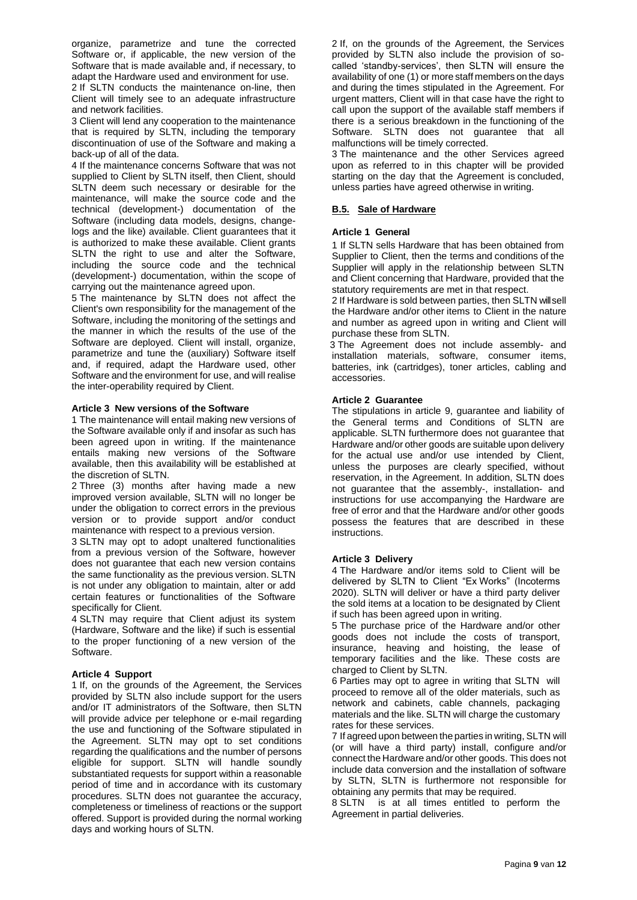organize, parametrize and tune the corrected Software or, if applicable, the new version of the Software that is made available and, if necessary, to adapt the Hardware used and environment for use.

2 If SLTN conducts the maintenance on-line, then Client will timely see to an adequate infrastructure and network facilities.

3 Client will lend any cooperation to the maintenance that is required by SLTN, including the temporary discontinuation of use of the Software and making a back-up of all of the data.

4 If the maintenance concerns Software that was not supplied to Client by SLTN itself, then Client, should SLTN deem such necessary or desirable for the maintenance, will make the source code and the technical (development-) documentation of the Software (including data models, designs, change-logs and the like) available. Client guarantees that it is authorized to make these available. Client grants SLTN the right to use and alter the Software, including the source code and the technical (development-) documentation, within the scope of carrying out the maintenance agreed upon.

5 The maintenance by SLTN does not affect the Client's own responsibility for the management of the Software, including the monitoring of the settings and the manner in which the results of the use of the Software are deployed. Client will install, organize, parametrize and tune the (auxiliary) Software itself and, if required, adapt the Hardware used, other Software and the environment for use, and will realise the inter-operability required by Client.

#### Article 3 New versions of the Software

1 The maintenance will entail making new versions of the Software available only if and insofar as such has been agreed upon in writing. If the maintenance entails making new versions of the Software available, then this availability will be established at the discretion of SLTN.

2 Three (3) months after having made a new improved version available, SLTN will no longer be under the obligation to correct errors in the previous version or to provide support and/or conduct maintenance with respect to a previous version.

3 SLTN may opt to adopt unaltered functionalities from a previous version of the Software, however does not guarantee that each new version contains the same functionality as the previous version. SLTN is not under any obligation to maintain, alter or add certain features or functionalities of the Software specifically for Client.

4 SLTN may require that Client adjust its system (Hardware, Software and the like) if such is essential to the proper functioning of a new version of the Software.

#### Article 4 Support

1 If, on the grounds of the Agreement, the Services provided by SLTN also include support for the users and/or IT administrators of the Software, then SLTN will provide advice per telephone or e-mail regarding the use and functioning of the Software stipulated in the Agreement. SLTN may opt to set conditions regarding the qualifications and the number of persons eligible for support. SLTN will handle soundly substantiated requests for support within a reasonable period of time and in accordance with its customary procedures. SLTN does not guarantee the accuracy, completeness or timeliness of reactions or the support offered. Support is provided during the normal working days and working hours of SLTN.

2 If, on the grounds of the Agreement, the Services provided by SLTN also include the provision of so-called 'standby-services', then SLTN will ensure the availability of one (1) or more staff members on the days and during the times stipulated in the Agreement. For urgent matters, Client will in that case have the right to call upon the support of the available staff members if there is a serious breakdown in the functioning of the Software. SLTN does not guarantee that all malfunctions will be timely corrected.

3 The maintenance and the other Services agreed upon as referred to in this chapter will be provided starting on the day that the Agreement is concluded, unless parties have agreed otherwise in writing.

### B.5. Sale of Hardware

#### Article 1 General

1 If SLTN sells Hardware that has been obtained from Supplier to Client, then the terms and conditions of the Supplier will apply in the relationship between SLTN and Client concerning that Hardware, provided that the statutory requirements are met in that respect.

2 If Hardware is sold between parties, then SLTN will sell the Hardware and/or other items to Client in the nature and number as agreed upon in writing and Client will purchase these from SLTN.

3 The Agreement does not include assembly- and installation materials, software, consumer items, batteries, ink (cartridges), toner articles, cabling and accessories.

#### Article 2 Guarantee

The stipulations in article 9, guarantee and liability of the General terms and Conditions of SLTN are applicable. SLTN furthermore does not guarantee that Hardware and/or other goods are suitable upon delivery for the actual use and/or use intended by Client, unless the purposes are clearly specified, without reservation, in the Agreement. In addition, SLTN does not guarantee that the assembly-, installation- and instructions for use accompanying the Hardware are free of error and that the Hardware and/or other goods possess the features that are described in these instructions.

#### Article 3 Delivery

4 The Hardware and/or items sold to Client will be delivered by SLTN to Client "Ex Works" (Incoterms 2020). SLTN will deliver or have a third party deliver the sold items at a location to be designated by Client if such has been agreed upon in writing.

5 The purchase price of the Hardware and/or other goods does not include the costs of transport, insurance, heaving and hoisting, the lease of temporary facilities and the like. These costs are charged to Client by SLTN.

6 Parties may opt to agree in writing that SLTN will proceed to remove all of the older materials, such as network and cabinets, cable channels, packaging materials and the like. SLTN will charge the customary rates for these services.

7 If agreed upon between the parties in writing, SLTN will (or will have a third party) install, configure and/or connect the Hardware and/or other goods. This does not include data conversion and the installation of software by SLTN, SLTN is furthermore not responsible for obtaining any permits that may be required.

8 SLTN is at all times entitled to perform the Agreement in partial deliveries.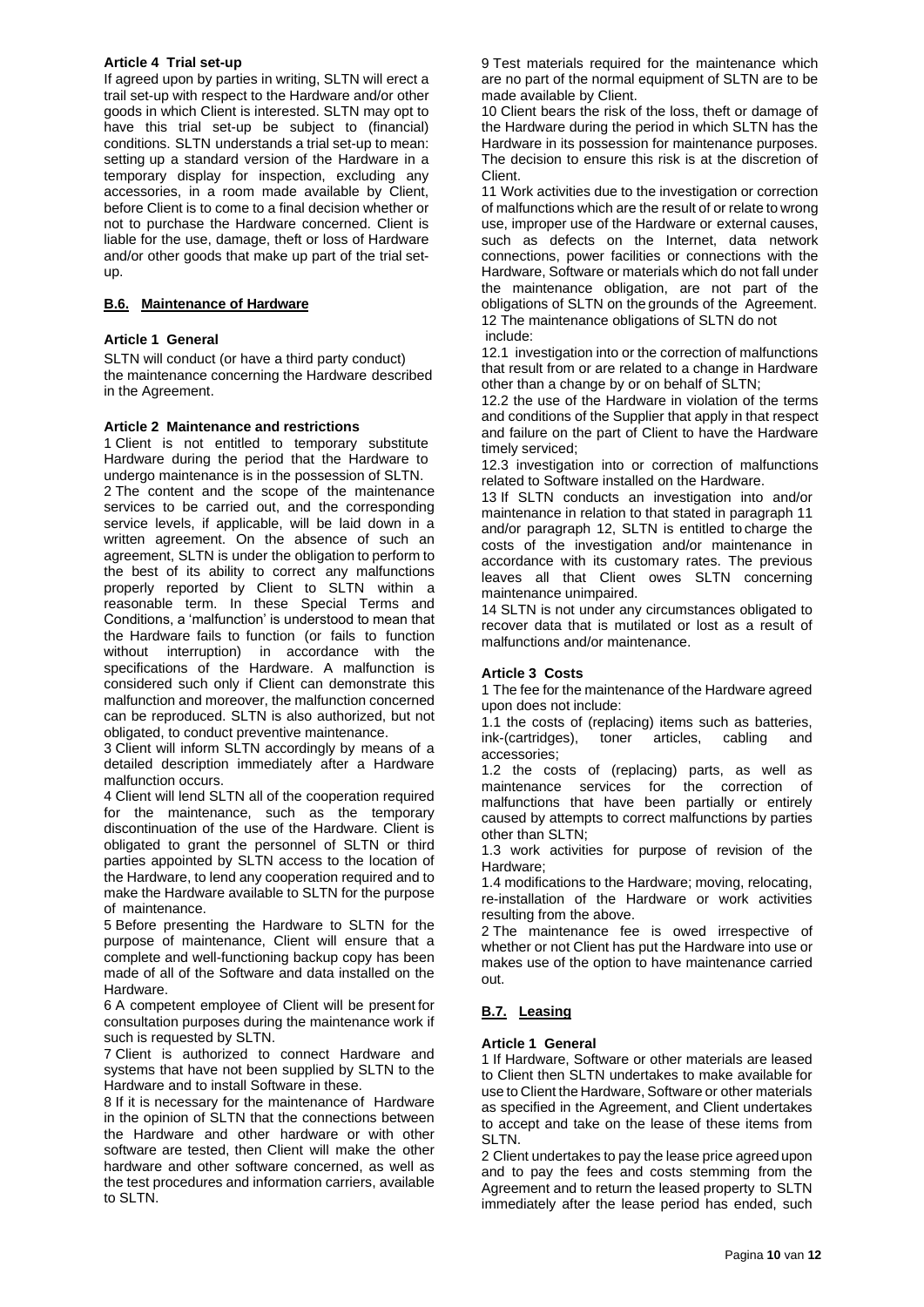**Article 4 Trial set-up**

If agreed upon by parties in writing, SLTN will erect a trail set-up with respect to the Hardware and/or other goods in which Client is interested. SLTN may opt to have this trial set-up be subject to (financial) conditions. SLTN understands a trial set-up to mean: setting up a standard version of the Hardware in a temporary display for inspection, excluding any accessories, in a room made available by Client, before Client is to come to a final decision whether or not to purchase the Hardware concerned. Client is liable for the use, damage, theft or loss of Hardware and/or other goods that make up part of the trial set-up.

## B.6. Maintenance of Hardware

**Article 1 General**

SLTN will conduct (or have a third party conduct) the maintenance concerning the Hardware described in the Agreement.

**Article 2 Maintenance and restrictions**

1 Client is not entitled to temporary substitute Hardware during the period that the Hardware to undergo maintenance is in the possession of SLTN.

2 The content and the scope of the maintenance services to be carried out, and the corresponding service levels, if applicable, will be laid down in a written agreement. On the absence of such an agreement, SLTN is under the obligation to perform to the best of its ability to correct any malfunctions properly reported by Client to SLTN within a reasonable term. In these Special Terms and Conditions, a 'malfunction' is understood to mean that the Hardware fails to function (or fails to function without interruption) in accordance with the specifications of the Hardware. A malfunction is considered such only if Client can demonstrate this malfunction and moreover, the malfunction concerned can be reproduced. SLTN is also authorized, but not obligated, to conduct preventive maintenance.

3 Client will inform SLTN accordingly by means of a detailed description immediately after a Hardware malfunction occurs.

4 Client will lend SLTN all of the cooperation required for the maintenance, such as the temporary discontinuation of the use of the Hardware. Client is obligated to grant the personnel of SLTN or third parties appointed by SLTN access to the location of the Hardware, to lend any cooperation required and to make the Hardware available to SLTN for the purpose of maintenance.

5 Before presenting the Hardware to SLTN for the purpose of maintenance, Client will ensure that a complete and well-functioning backup copy has been made of all of the Software and data installed on the Hardware.

6 A competent employee of Client will be present for consultation purposes during the maintenance work if such is requested by SLTN.

7 Client is authorized to connect Hardware and systems that have not been supplied by SLTN to the Hardware and to install Software in these.

8 If it is necessary for the maintenance of Hardware in the opinion of SLTN that the connections between the Hardware and other hardware or with other software are tested, then Client will make the other hardware and other software concerned, as well as the test procedures and information carriers, available to SLTN.

9 Test materials required for the maintenance which are no part of the normal equipment of SLTN are to be made available by Client.

10 Client bears the risk of the loss, theft or damage of the Hardware during the period in which SLTN has the Hardware in its possession for maintenance purposes. The decision to ensure this risk is at the discretion of Client.

11 Work activities due to the investigation or correction of malfunctions which are the result of or relate to wrong use, improper use of the Hardware or external causes, such as defects on the Internet, data network connections, power facilities or connections with the Hardware, Software or materials which do not fall under the maintenance obligation, are not part of the obligations of SLTN on the grounds of the Agreement.

12 The maintenance obligations of SLTN do not include:

12.1 investigation into or the correction of malfunctions that result from or are related to a change in Hardware other than a change by or on behalf of SLTN;

12.2 the use of the Hardware in violation of the terms and conditions of the Supplier that apply in that respect and failure on the part of Client to have the Hardware timely serviced;

12.3 investigation into or correction of malfunctions related to Software installed on the Hardware.

13 If SLTN conducts an investigation into and/or maintenance in relation to that stated in paragraph 11 and/or paragraph 12, SLTN is entitled to charge the costs of the investigation and/or maintenance in accordance with its customary rates. The previous leaves all that Client owes SLTN concerning maintenance unimpaired.

14 SLTN is not under any circumstances obligated to recover data that is mutilated or lost as a result of malfunctions and/or maintenance.

**Article 3 Costs**

1 The fee for the maintenance of the Hardware agreed upon does not include:

1.1 the costs of (replacing) items such as batteries, ink-(cartridges), toner articles, cabling and accessories;

1.2 the costs of (replacing) parts, as well as maintenance services for the correction of malfunctions that have been partially or entirely caused by attempts to correct malfunctions by parties other than SLTN;

1.3 work activities for purpose of revision of the Hardware;

1.4 modifications to the Hardware; moving, relocating, re-installation of the Hardware or work activities resulting from the above.

2 The maintenance fee is owed irrespective of whether or not Client has put the Hardware into use or makes use of the option to have maintenance carried out.

## B.7. Leasing

**Article 1 General**

1 If Hardware, Software or other materials are leased to Client then SLTN undertakes to make available for use to Client the Hardware, Software or other materials as specified in the Agreement, and Client undertakes to accept and take on the lease of these items from SLTN.

2 Client undertakes to pay the lease price agreed upon and to pay the fees and costs stemming from the Agreement and to return the leased property to SLTN immediately after the lease period has ended, such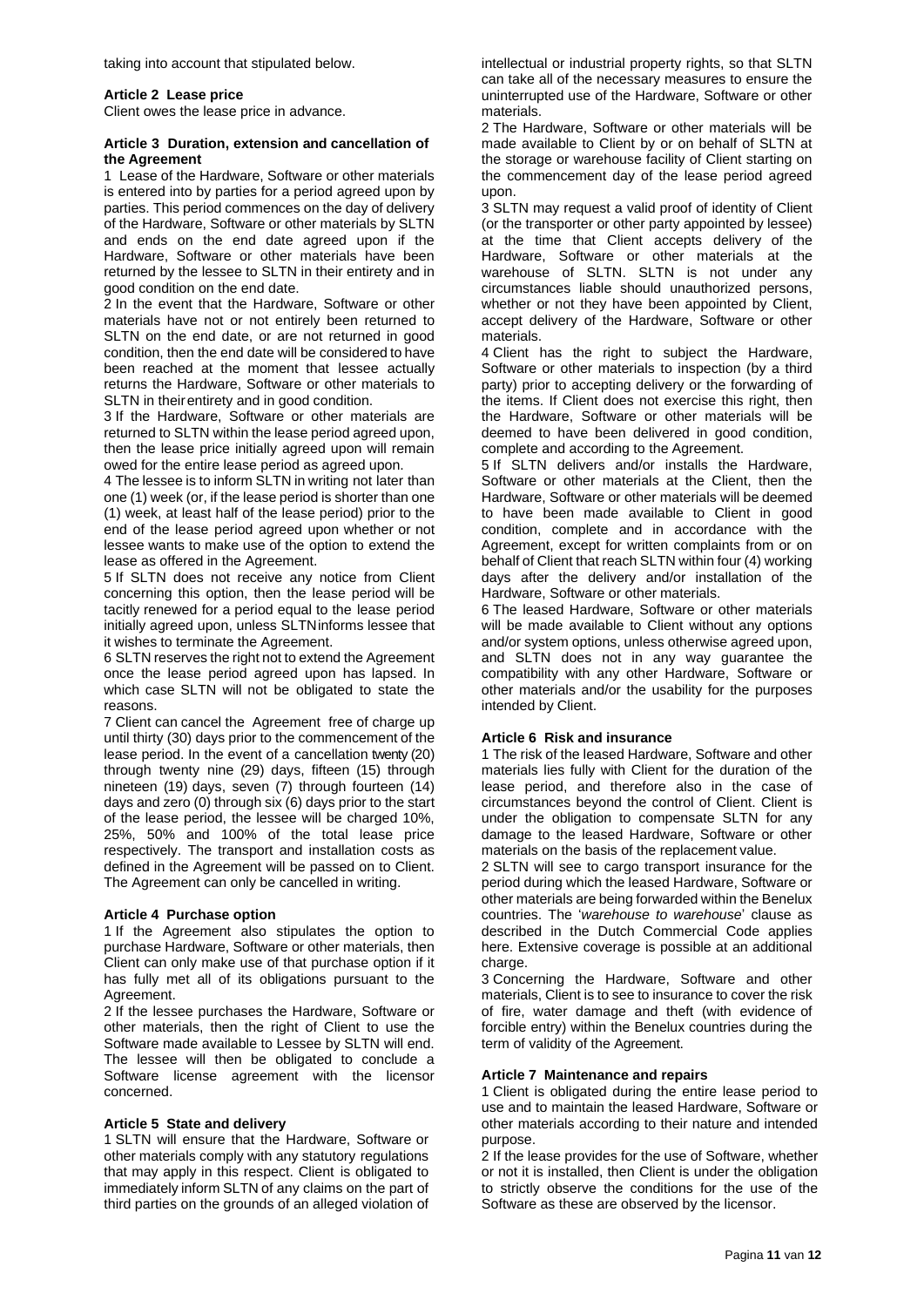taking into account that stipulated below.

### Article 2 Lease price

Client owes the lease price in advance.

### Article 3 Duration, extension and cancellation of the Agreement

1 Lease of the Hardware, Software or other materials is entered into by parties for a period agreed upon by parties. This period commences on the day of delivery of the Hardware, Software or other materials by SLTN and ends on the end date agreed upon if the Hardware, Software or other materials have been returned by the lessee to SLTN in their entirety and in good condition on the end date.

2 In the event that the Hardware, Software or other materials have not or not entirely been returned to SLTN on the end date, or are not returned in good condition, then the end date will be considered to have been reached at the moment that lessee actually returns the Hardware, Software or other materials to SLTN in their entirety and in good condition.

3 If the Hardware, Software or other materials are returned to SLTN within the lease period agreed upon, then the lease price initially agreed upon will remain owed for the entire lease period as agreed upon.

4 The lessee is to inform SLTN in writing not later than one (1) week (or, if the lease period is shorter than one (1) week, at least half of the lease period) prior to the end of the lease period agreed upon whether or not lessee wants to make use of the option to extend the lease as offered in the Agreement.

5 If SLTN does not receive any notice from Client concerning this option, then the lease period will be tacitly renewed for a period equal to the lease period initially agreed upon, unless SLTN informs lessee that it wishes to terminate the Agreement.

6 SLTN reserves the right not to extend the Agreement once the lease period agreed upon has lapsed. In which case SLTN will not be obligated to state the reasons.

7 Client can cancel the Agreement free of charge up until thirty (30) days prior to the commencement of the lease period. In the event of a cancellation twenty (20) through twenty nine (29) days, fifteen (15) through nineteen (19) days, seven (7) through fourteen (14) days and zero (0) through six (6) days prior to the start of the lease period, the lessee will be charged 10%, 25%, 50% and 100% of the total lease price respectively. The transport and installation costs as defined in the Agreement will be passed on to Client. The Agreement can only be cancelled in writing.

### Article 4 Purchase option

1 If the Agreement also stipulates the option to purchase Hardware, Software or other materials, then Client can only make use of that purchase option if it has fully met all of its obligations pursuant to the Agreement.

2 If the lessee purchases the Hardware, Software or other materials, then the right of Client to use the Software made available to Lessee by SLTN will end. The lessee will then be obligated to conclude a Software license agreement with the licensor concerned.

### Article 5 State and delivery

1 SLTN will ensure that the Hardware, Software or other materials comply with any statutory regulations that may apply in this respect. Client is obligated to immediately inform SLTN of any claims on the part of third parties on the grounds of an alleged violation of intellectual or industrial property rights, so that SLTN can take all of the necessary measures to ensure the uninterrupted use of the Hardware, Software or other materials.

2 The Hardware, Software or other materials will be made available to Client by or on behalf of SLTN at the storage or warehouse facility of Client starting on the commencement day of the lease period agreed upon.

3 SLTN may request a valid proof of identity of Client (or the transporter or other party appointed by lessee) at the time that Client accepts delivery of the Hardware, Software or other materials at the warehouse of SLTN. SLTN is not under any circumstances liable should unauthorized persons, whether or not they have been appointed by Client, accept delivery of the Hardware, Software or other materials.

4 Client has the right to subject the Hardware, Software or other materials to inspection (by a third party) prior to accepting delivery or the forwarding of the items. If Client does not exercise this right, then the Hardware, Software or other materials will be deemed to have been delivered in good condition, complete and according to the Agreement.

5 If SLTN delivers and/or installs the Hardware, Software or other materials at the Client, then the Hardware, Software or other materials will be deemed to have been made available to Client in good condition, complete and in accordance with the Agreement, except for written complaints from or on behalf of Client that reach SLTN within four (4) working days after the delivery and/or installation of the Hardware, Software or other materials.

6 The leased Hardware, Software or other materials will be made available to Client without any options and/or system options, unless otherwise agreed upon, and SLTN does not in any way guarantee the compatibility with any other Hardware, Software or other materials and/or the usability for the purposes intended by Client.

### Article 6 Risk and insurance

1 The risk of the leased Hardware, Software and other materials lies fully with Client for the duration of the lease period, and therefore also in the case of circumstances beyond the control of Client. Client is under the obligation to compensate SLTN for any damage to the leased Hardware, Software or other materials on the basis of the replacement value.

2 SLTN will see to cargo transport insurance for the period during which the leased Hardware, Software or other materials are being forwarded within the Benelux countries. The '*warehouse to warehouse*' clause as described in the Dutch Commercial Code applies here. Extensive coverage is possible at an additional charge.

3 Concerning the Hardware, Software and other materials, Client is to see to insurance to cover the risk of fire, water damage and theft (with evidence of forcible entry) within the Benelux countries during the term of validity of the Agreement.

### Article 7 Maintenance and repairs

1 Client is obligated during the entire lease period to use and to maintain the leased Hardware, Software or other materials according to their nature and intended purpose.

2 If the lease provides for the use of Software, whether or not it is installed, then Client is under the obligation to strictly observe the conditions for the use of the Software as these are observed by the licensor.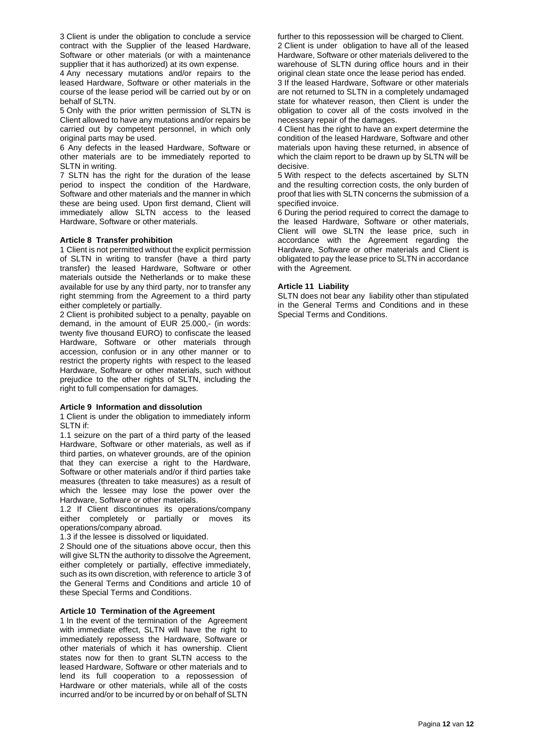3 Client is under the obligation to conclude a service contract with the Supplier of the leased Hardware, Software or other materials (or with a maintenance supplier that it has authorized) at its own expense.

4 Any necessary mutations and/or repairs to the leased Hardware, Software or other materials in the course of the lease period will be carried out by or on behalf of SLTN.

5 Only with the prior written permission of SLTN is Client allowed to have any mutations and/or repairs be carried out by competent personnel, in which only original parts may be used.

6 Any defects in the leased Hardware, Software or other materials are to be immediately reported to SLTN in writing.

7 SLTN has the right for the duration of the lease period to inspect the condition of the Hardware, Software and other materials and the manner in which these are being used. Upon first demand, Client will immediately allow SLTN access to the leased Hardware, Software or other materials.

**Article 8 Transfer prohibition**

1 Client is not permitted without the explicit permission of SLTN in writing to transfer (have a third party transfer) the leased Hardware, Software or other materials outside the Netherlands or to make these available for use by any third party, nor to transfer any right stemming from the Agreement to a third party either completely or partially.

2 Client is prohibited subject to a penalty, payable on demand, in the amount of EUR 25.000,- (in words: twenty five thousand EURO) to confiscate the leased Hardware, Software or other materials through accession, confusion or in any other manner or to restrict the property rights with respect to the leased Hardware, Software or other materials, such without prejudice to the other rights of SLTN, including the right to full compensation for damages.

**Article 9 Information and dissolution**

1 Client is under the obligation to immediately inform SLTN if:

1.1 seizure on the part of a third party of the leased Hardware, Software or other materials, as well as if third parties, on whatever grounds, are of the opinion that they can exercise a right to the Hardware, Software or other materials and/or if third parties take measures (threaten to take measures) as a result of which the lessee may lose the power over the Hardware, Software or other materials.

1.2 If Client discontinues its operations/company either completely or partially or moves its operations/company abroad.

1.3 if the lessee is dissolved or liquidated.

2 Should one of the situations above occur, then this will give SLTN the authority to dissolve the Agreement, either completely or partially, effective immediately, such as its own discretion, with reference to article 3 of the General Terms and Conditions and article 10 of these Special Terms and Conditions.

**Article 10 Termination of the Agreement**

1 In the event of the termination of the Agreement with immediate effect, SLTN will have the right to immediately repossess the Hardware, Software or other materials of which it has ownership. Client states now for then to grant SLTN access to the leased Hardware, Software or other materials and to lend its full cooperation to a repossession of Hardware or other materials, while all of the costs incurred and/or to be incurred by or on behalf of SLTN further to this repossession will be charged to Client.

2 Client is under obligation to have all of the leased Hardware, Software or other materials delivered to the warehouse of SLTN during office hours and in their original clean state once the lease period has ended.

3 If the leased Hardware, Software or other materials are not returned to SLTN in a completely undamaged state for whatever reason, then Client is under the obligation to cover all of the costs involved in the necessary repair of the damages.

4 Client has the right to have an expert determine the condition of the leased Hardware, Software and other materials upon having these returned, in absence of which the claim report to be drawn up by SLTN will be decisive.

5 With respect to the defects ascertained by SLTN and the resulting correction costs, the only burden of proof that lies with SLTN concerns the submission of a specified invoice.

6 During the period required to correct the damage to the leased Hardware, Software or other materials, Client will owe SLTN the lease price, such in accordance with the Agreement regarding the Hardware, Software or other materials and Client is obligated to pay the lease price to SLTN in accordance with the Agreement.

**Article 11 Liability**

SLTN does not bear any liability other than stipulated in the General Terms and Conditions and in these Special Terms and Conditions.